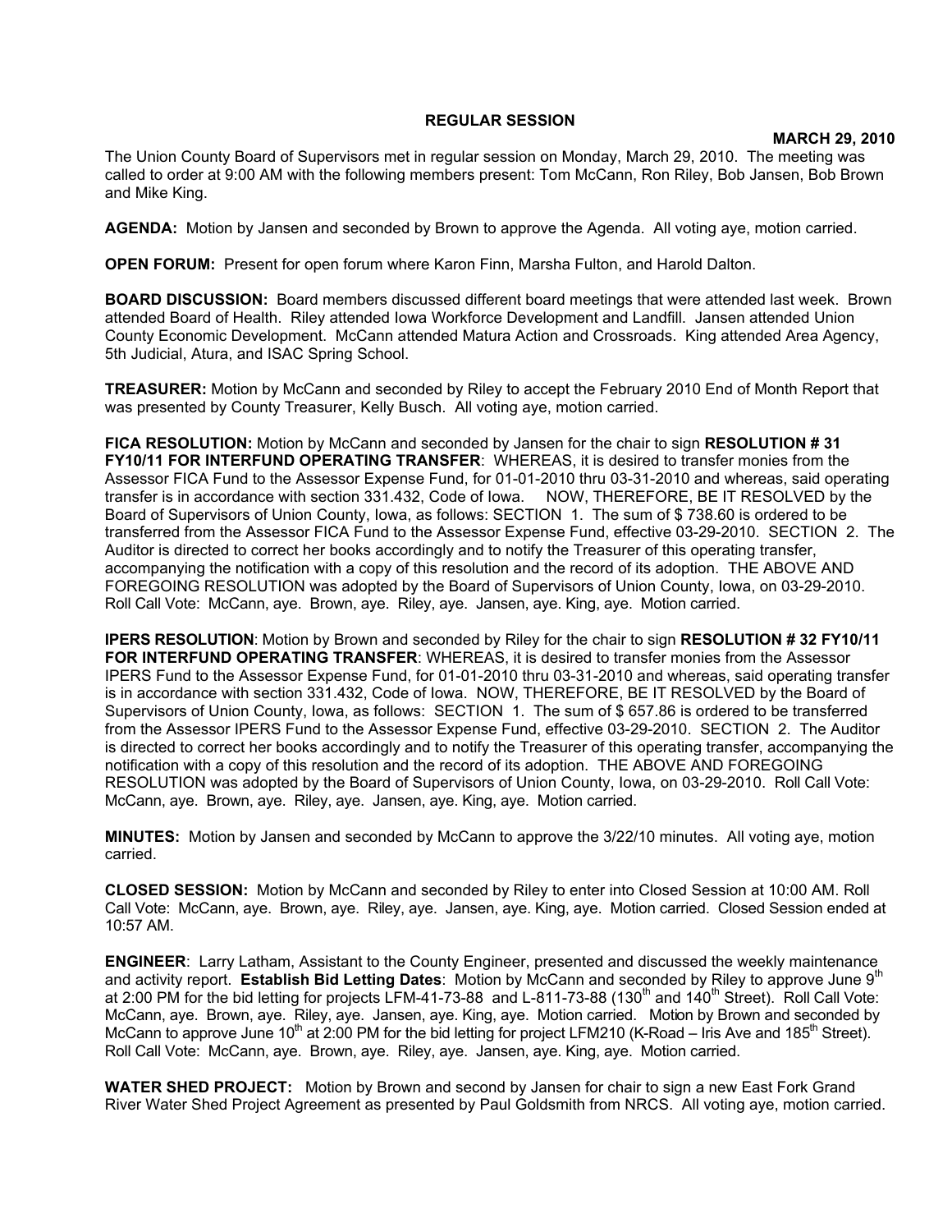**REGULAR SESSION**

**MARCH 29, 2010**

The Union County Board of Supervisors met in regular session on Monday, March 29, 2010. The meeting was called to order at 9:00 AM with the following members present: Tom McCann, Ron Riley, Bob Jansen, Bob Brown and Mike King.

**AGENDA:** Motion by Jansen and seconded by Brown to approve the Agenda. All voting aye, motion carried.

**OPEN FORUM:** Present for open forum where Karon Finn, Marsha Fulton, and Harold Dalton.

**BOARD DISCUSSION:** Board members discussed different board meetings that were attended last week. Brown attended Board of Health. Riley attended Iowa Workforce Development and Landfill. Jansen attended Union County Economic Development. McCann attended Matura Action and Crossroads. King attended Area Agency, 5th Judicial, Atura, and ISAC Spring School.

**TREASURER:** Motion by McCann and seconded by Riley to accept the February 2010 End of Month Report that was presented by County Treasurer, Kelly Busch. All voting aye, motion carried.

**FICA RESOLUTION:** Motion by McCann and seconded by Jansen for the chair to sign **RESOLUTION # 31 FY10/11 FOR INTERFUND OPERATING TRANSFER**: WHEREAS, it is desired to transfer monies from the Assessor FICA Fund to the Assessor Expense Fund, for 01-01-2010 thru 03-31-2010 and whereas, said operating transfer is in accordance with section 331.432, Code of Iowa. NOW, THEREFORE, BE IT RESOLVED by the Board of Supervisors of Union County, Iowa, as follows: SECTION 1. The sum of $ 738.60 is ordered to be transferred from the Assessor FICA Fund to the Assessor Expense Fund, effective 03-29-2010. SECTION 2. The Auditor is directed to correct her books accordingly and to notify the Treasurer of this operating transfer, accompanying the notification with a copy of this resolution and the record of its adoption. THE ABOVE AND FOREGOING RESOLUTION was adopted by the Board of Supervisors of Union County, Iowa, on 03-29-2010. Roll Call Vote: McCann, aye. Brown, aye. Riley, aye. Jansen, aye. King, aye. Motion carried.

**IPERS RESOLUTION**: Motion by Brown and seconded by Riley for the chair to sign **RESOLUTION # 32 FY10/11 FOR INTERFUND OPERATING TRANSFER**: WHEREAS, it is desired to transfer monies from the Assessor IPERS Fund to the Assessor Expense Fund, for 01-01-2010 thru 03-31-2010 and whereas, said operating transfer is in accordance with section 331.432, Code of Iowa. NOW, THEREFORE, BE IT RESOLVED by the Board of Supervisors of Union County, Iowa, as follows: SECTION 1. The sum of $ 657.86 is ordered to be transferred from the Assessor IPERS Fund to the Assessor Expense Fund, effective 03-29-2010. SECTION 2. The Auditor is directed to correct her books accordingly and to notify the Treasurer of this operating transfer, accompanying the notification with a copy of this resolution and the record of its adoption. THE ABOVE AND FOREGOING RESOLUTION was adopted by the Board of Supervisors of Union County, Iowa, on 03-29-2010. Roll Call Vote: McCann, aye. Brown, aye. Riley, aye. Jansen, aye. King, aye. Motion carried.

**MINUTES:** Motion by Jansen and seconded by McCann to approve the 3/22/10 minutes. All voting aye, motion carried.

**CLOSED SESSION:** Motion by McCann and seconded by Riley to enter into Closed Session at 10:00 AM. Roll Call Vote: McCann, aye. Brown, aye. Riley, aye. Jansen, aye. King, aye. Motion carried. Closed Session ended at 10:57 AM.

**ENGINEER**: Larry Latham, Assistant to the County Engineer, presented and discussed the weekly maintenance and activity report. **Establish Bid Letting Dates**: Motion by McCann and seconded by Riley to approve June 9th at 2:00 PM for the bid letting for projects LFM-41-73-88 and L-811-73-88 (130th and 140th Street). Roll Call Vote: McCann, aye. Brown, aye. Riley, aye. Jansen, aye. King, aye. Motion carried. Motion by Brown and seconded by McCann to approve June 10th at 2:00 PM for the bid letting for project LFM210 (K-Road – Iris Ave and 185th Street). Roll Call Vote: McCann, aye. Brown, aye. Riley, aye. Jansen, aye. King, aye. Motion carried.

**WATER SHED PROJECT:** Motion by Brown and second by Jansen for chair to sign a new East Fork Grand River Water Shed Project Agreement as presented by Paul Goldsmith from NRCS. All voting aye, motion carried.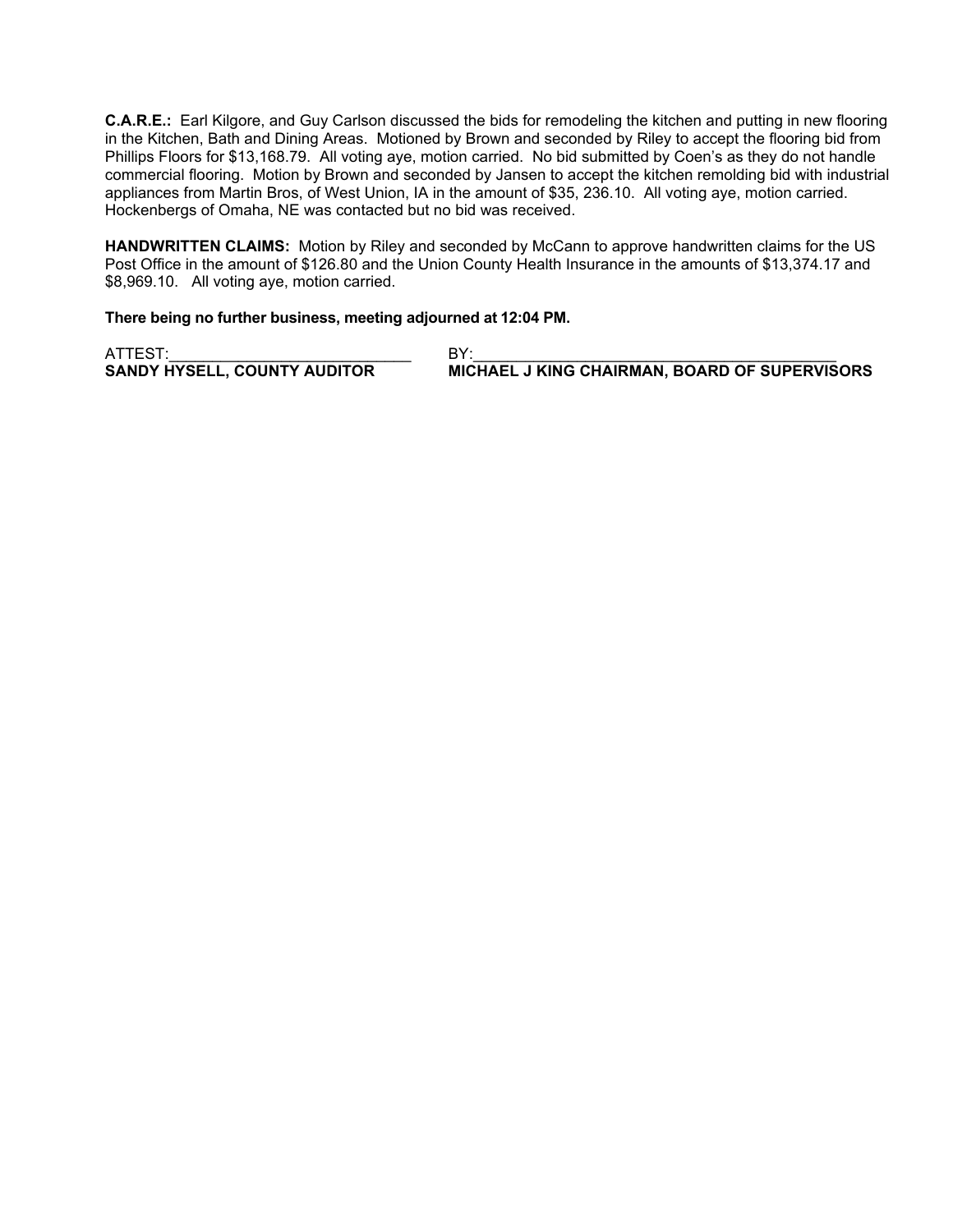**C.A.R.E.:** Earl Kilgore, and Guy Carlson discussed the bids for remodeling the kitchen and putting in new flooring in the Kitchen, Bath and Dining Areas. Motioned by Brown and seconded by Riley to accept the flooring bid from Phillips Floors for $13,168.79. All voting aye, motion carried. No bid submitted by Coen's as they do not handle commercial flooring. Motion by Brown and seconded by Jansen to accept the kitchen remolding bid with industrial appliances from Martin Bros, of West Union, IA in the amount of $35, 236.10. All voting aye, motion carried. Hockenbergs of Omaha, NE was contacted but no bid was received.

**HANDWRITTEN CLAIMS:** Motion by Riley and seconded by McCann to approve handwritten claims for the US Post Office in the amount of $126.80 and the Union County Health Insurance in the amounts of $13,374.17 and $8,969.10. All voting aye, motion carried.

**There being no further business, meeting adjourned at 12:04 PM.**

ATTEST:_____________________________
**SANDY HYSELL, COUNTY AUDITOR**

BY:___________________________________________
**MICHAEL J KING CHAIRMAN, BOARD OF SUPERVISORS**